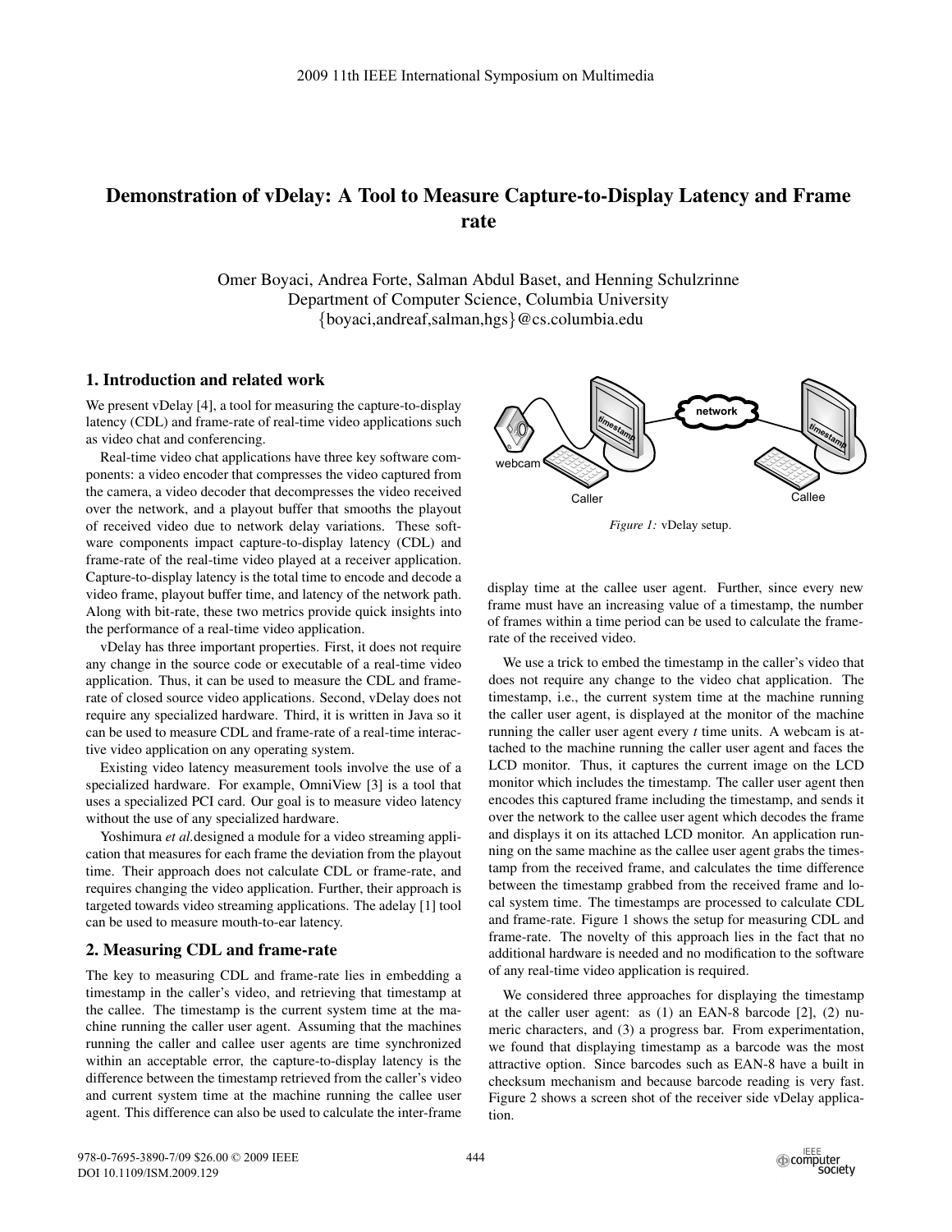# Demonstration of vDelay: A Tool to Measure Capture-to-Display Latency and Frame rate

Omer Boyaci, Andrea Forte, Salman Abdul Baset, and Henning Schulzrinne
Department of Computer Science, Columbia University
{boyaci,andreaf,salman,hgs}@cs.columbia.edu

## 1. Introduction and related work

We present vDelay [4], a tool for measuring the capture-to-display latency (CDL) and frame-rate of real-time video applications such as video chat and conferencing.

Real-time video chat applications have three key software components: a video encoder that compresses the video captured from the camera, a video decoder that decompresses the video received over the network, and a playout buffer that smooths the playout of received video due to network delay variations. These software components impact capture-to-display latency (CDL) and frame-rate of the real-time video played at a receiver application. Capture-to-display latency is the total time to encode and decode a video frame, playout buffer time, and latency of the network path. Along with bit-rate, these two metrics provide quick insights into the performance of a real-time video application.

vDelay has three important properties. First, it does not require any change in the source code or executable of a real-time video application. Thus, it can be used to measure the CDL and frame-rate of closed source video applications. Second, vDelay does not require any specialized hardware. Third, it is written in Java so it can be used to measure CDL and frame-rate of a real-time interactive video application on any operating system.

Existing video latency measurement tools involve the use of a specialized hardware. For example, OmniView [3] is a tool that uses a specialized PCI card. Our goal is to measure video latency without the use of any specialized hardware.

Yoshimura *et al.*designed a module for a video streaming application that measures for each frame the deviation from the playout time. Their approach does not calculate CDL or frame-rate, and requires changing the video application. Further, their approach is targeted towards video streaming applications. The adelay [1] tool can be used to measure mouth-to-ear latency.

## 2. Measuring CDL and frame-rate

The key to measuring CDL and frame-rate lies in embedding a timestamp in the caller's video, and retrieving that timestamp at the callee. The timestamp is the current system time at the machine running the caller user agent. Assuming that the machines running the caller and callee user agents are time synchronized within an acceptable error, the capture-to-display latency is the difference between the timestamp retrieved from the caller's video and current system time at the machine running the callee user agent. This difference can also be used to calculate the inter-frame display time at the callee user agent. Further, since every new frame must have an increasing value of a timestamp, the number of frames within a time period can be used to calculate the frame-rate of the received video.

webcam
timestamp
network
timestamp
Caller
Callee

*Figure 1:* vDelay setup.

We use a trick to embed the timestamp in the caller's video that does not require any change to the video chat application. The timestamp, i.e., the current system time at the machine running the caller user agent, is displayed at the monitor of the machine running the caller user agent every *t* time units. A webcam is attached to the machine running the caller user agent and faces the LCD monitor. Thus, it captures the current image on the LCD monitor which includes the timestamp. The caller user agent then encodes this captured frame including the timestamp, and sends it over the network to the callee user agent which decodes the frame and displays it on its attached LCD monitor. An application running on the same machine as the callee user agent grabs the timestamp from the received frame, and calculates the time difference between the timestamp grabbed from the received frame and local system time. The timestamps are processed to calculate CDL and frame-rate. Figure 1 shows the setup for measuring CDL and frame-rate. The novelty of this approach lies in the fact that no additional hardware is needed and no modification to the software of any real-time video application is required.

We considered three approaches for displaying the timestamp at the caller user agent: as (1) an EAN-8 barcode [2], (2) numeric characters, and (3) a progress bar. From experimentation, we found that displaying timestamp as a barcode was the most attractive option. Since barcodes such as EAN-8 have a built in checksum mechanism and because barcode reading is very fast. Figure 2 shows a screen shot of the receiver side vDelay application.

978-0-7695-3890-7/09 $26.00 © 2009 IEEE
DOI 10.1109/ISM.2009.129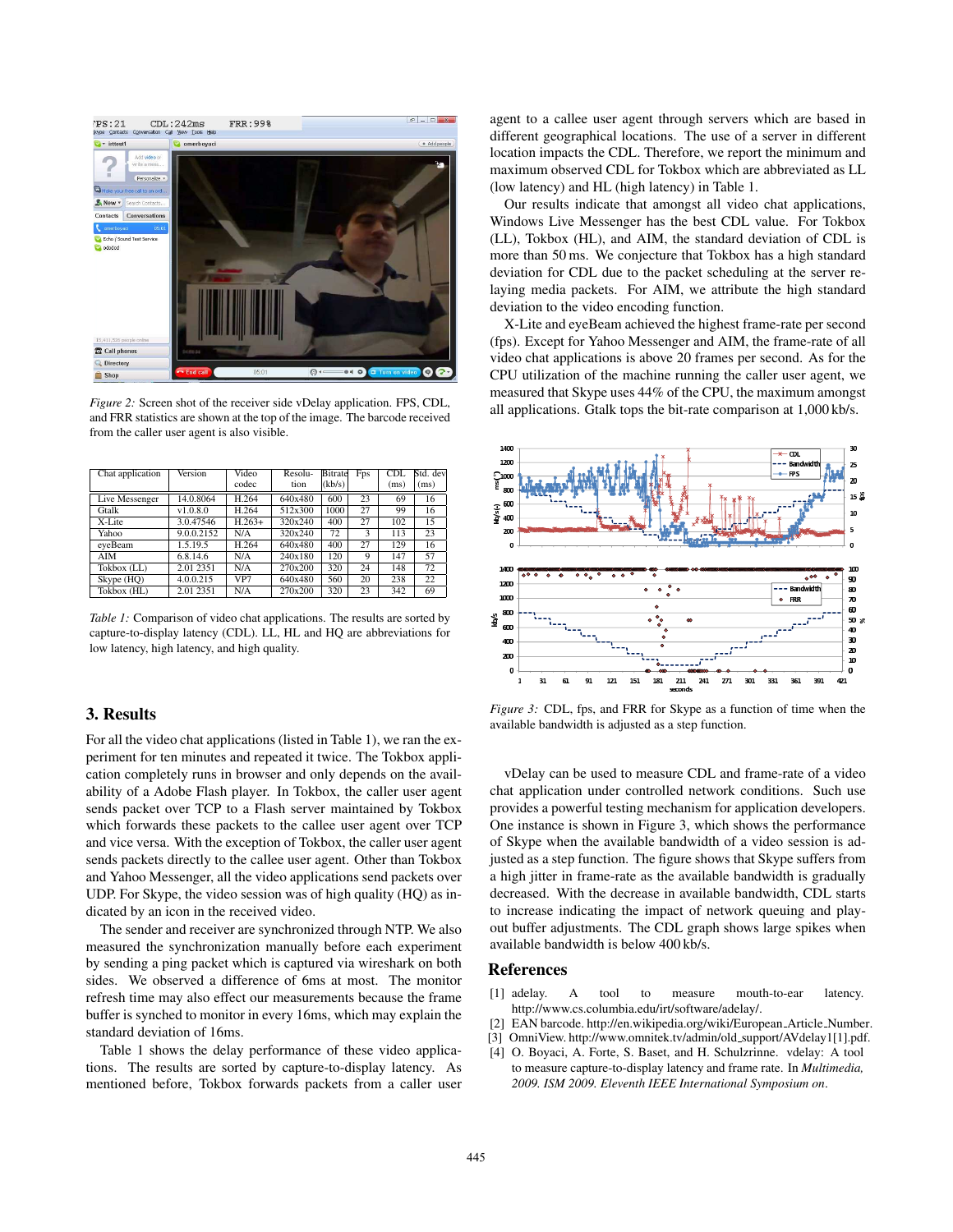Figure 2: Screen shot of the receiver side vDelay application. FPS, CDL, and FRR statistics are shown at the top of the image. The barcode received from the caller user agent is also visible.

| Chat application | Version | Video codec | Resolu-tion | Bitrate (kb/s) | Fps | CDL (ms) | Std. dev (ms) |
|---|---|---|---|---|---|---|---|
| Live Messenger | 14.0.8064 | H.264 | 640x480 | 600 | 23 | 69 | 16 |
| Gtalk | v1.0.8.0 | H.264 | 512x300 | 1000 | 27 | 99 | 16 |
| X-Lite | 3.0.47546 | H.263+ | 320x240 | 400 | 27 | 102 | 15 |
| Yahoo | 9.0.0.2152 | N/A | 320x240 | 72 | 3 | 113 | 23 |
| eyeBeam | 1.5.19.5 | H.264 | 640x480 | 400 | 27 | 129 | 16 |
| AIM | 6.8.14.6 | N/A | 240x180 | 120 | 9 | 147 | 57 |
| Tokbox (LL) | 2.01 2351 | N/A | 270x200 | 320 | 24 | 148 | 72 |
| Skype (HQ) | 4.0.0.215 | VP7 | 640x480 | 560 | 20 | 238 | 22 |
| Tokbox (HL) | 2.01 2351 | N/A | 270x200 | 320 | 23 | 342 | 69 |

Table 1: Comparison of video chat applications. The results are sorted by capture-to-display latency (CDL). LL, HL and HQ are abbreviations for low latency, high latency, and high quality.

## 3. Results

For all the video chat applications (listed in Table 1), we ran the experiment for ten minutes and repeated it twice. The Tokbox application completely runs in browser and only depends on the availability of a Adobe Flash player. In Tokbox, the caller user agent sends packet over TCP to a Flash server maintained by Tokbox which forwards these packets to the callee user agent over TCP and vice versa. With the exception of Tokbox, the caller user agent sends packets directly to the callee user agent. Other than Tokbox and Yahoo Messenger, all the video applications send packets over UDP. For Skype, the video session was of high quality (HQ) as indicated by an icon in the received video.

The sender and receiver are synchronized through NTP. We also measured the synchronization manually before each experiment by sending a ping packet which is captured via wireshark on both sides. We observed a difference of 6ms at most. The monitor refresh time may also effect our measurements because the frame buffer is synched to monitor in every 16ms, which may explain the standard deviation of 16ms.

Table 1 shows the delay performance of these video applications. The results are sorted by capture-to-display latency. As mentioned before, Tokbox forwards packets from a caller user agent to a callee user agent through servers which are based in different geographical locations. The use of a server in different location impacts the CDL. Therefore, we report the minimum and maximum observed CDL for Tokbox which are abbreviated as LL (low latency) and HL (high latency) in Table 1.

Our results indicate that amongst all video chat applications, Windows Live Messenger has the best CDL value. For Tokbox (LL), Tokbox (HL), and AIM, the standard deviation of CDL is more than 50 ms. We conjecture that Tokbox has a high standard deviation for CDL due to the packet scheduling at the server relaying media packets. For AIM, we attribute the high standard deviation to the video encoding function.

X-Lite and eyeBeam achieved the highest frame-rate per second (fps). Except for Yahoo Messenger and AIM, the frame-rate of all video chat applications is above 20 frames per second. As for the CPU utilization of the machine running the caller user agent, we measured that Skype uses 44% of the CPU, the maximum amongst all applications. Gtalk tops the bit-rate comparison at 1,000 kb/s.

Figure 3: CDL, fps, and FRR for Skype as a function of time when the available bandwidth is adjusted as a step function.

vDelay can be used to measure CDL and frame-rate of a video chat application under controlled network conditions. Such use provides a powerful testing mechanism for application developers. One instance is shown in Figure 3, which shows the performance of Skype when the available bandwidth of a video session is adjusted as a step function. The figure shows that Skype suffers from a high jitter in frame-rate as the available bandwidth is gradually decreased. With the decrease in available bandwidth, CDL starts to increase indicating the impact of network queuing and play-out buffer adjustments. The CDL graph shows large spikes when available bandwidth is below 400 kb/s.

## References

[1] adelay. A tool to measure mouth-to-ear latency. http://www.cs.columbia.edu/irt/software/adelay/.

[2] EAN barcode. http://en.wikipedia.org/wiki/European_Article_Number.

[3] OmniView. http://www.omnitek.tv/admin/old_support/AVdelay1[1].pdf.

[4] O. Boyaci, A. Forte, S. Baset, and H. Schulzrinne. vdelay: A tool to measure capture-to-display latency and frame rate. In *Multimedia, 2009. ISM 2009. Eleventh IEEE International Symposium on*.